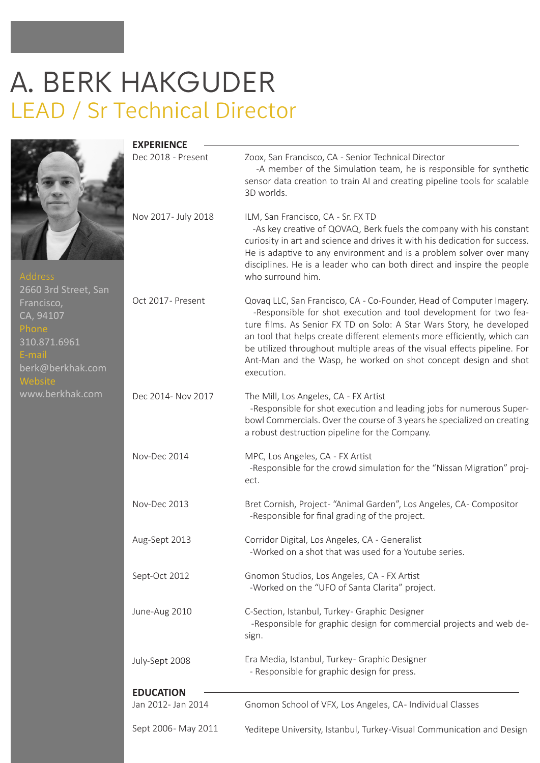# A. BERK HAKGUDER

## LEAD / Sr Technical Director

**Address**
2660 3rd Street, San Francisco, CA, 94107

**Phone**
310.871.6961

**E-mail**
berk@berkhak.com

**Website**
www.berkhak.com

## EXPERIENCE

**Dec 2018 - Present**
Zoox, San Francisco, CA - Senior Technical Director
-A member of the Simulation team, he is responsible for synthetic sensor data creation to train AI and creating pipeline tools for scalable 3D worlds.

**Nov 2017- July 2018**
ILM, San Francisco, CA - Sr. FX TD
-As key creative of QOVAQ, Berk fuels the company with his constant curiosity in art and science and drives it with his dedication for success. He is adaptive to any environment and is a problem solver over many disciplines. He is a leader who can both direct and inspire the people who surround him.

**Oct 2017- Present**
Qovaq LLC, San Francisco, CA - Co-Founder, Head of Computer Imagery.
-Responsible for shot execution and tool development for two feature films. As Senior FX TD on Solo: A Star Wars Story, he developed an tool that helps create different elements more efficiently, which can be utilized throughout multiple areas of the visual effects pipeline. For Ant-Man and the Wasp, he worked on shot concept design and shot execution.

**Dec 2014- Nov 2017**
The Mill, Los Angeles, CA - FX Artist
-Responsible for shot execution and leading jobs for numerous Superbowl Commercials. Over the course of 3 years he specialized on creating a robust destruction pipeline for the Company.

**Nov-Dec 2014**
MPC, Los Angeles, CA - FX Artist
-Responsible for the crowd simulation for the "Nissan Migration" project.

**Nov-Dec 2013**
Bret Cornish, Project- "Animal Garden", Los Angeles, CA- Compositor
-Responsible for final grading of the project.

**Aug-Sept 2013**
Corridor Digital, Los Angeles, CA - Generalist
-Worked on a shot that was used for a Youtube series.

**Sept-Oct 2012**
Gnomon Studios, Los Angeles, CA - FX Artist
-Worked on the "UFO of Santa Clarita" project.

**June-Aug 2010**
C-Section, Istanbul, Turkey- Graphic Designer
-Responsible for graphic design for commercial projects and web design.

**July-Sept 2008**
Era Media, Istanbul, Turkey- Graphic Designer
- Responsible for graphic design for press.

## EDUCATION

**Jan 2012- Jan 2014**
Gnomon School of VFX, Los Angeles, CA- Individual Classes

**Sept 2006- May 2011**
Yeditepe University, Istanbul, Turkey-Visual Communication and Design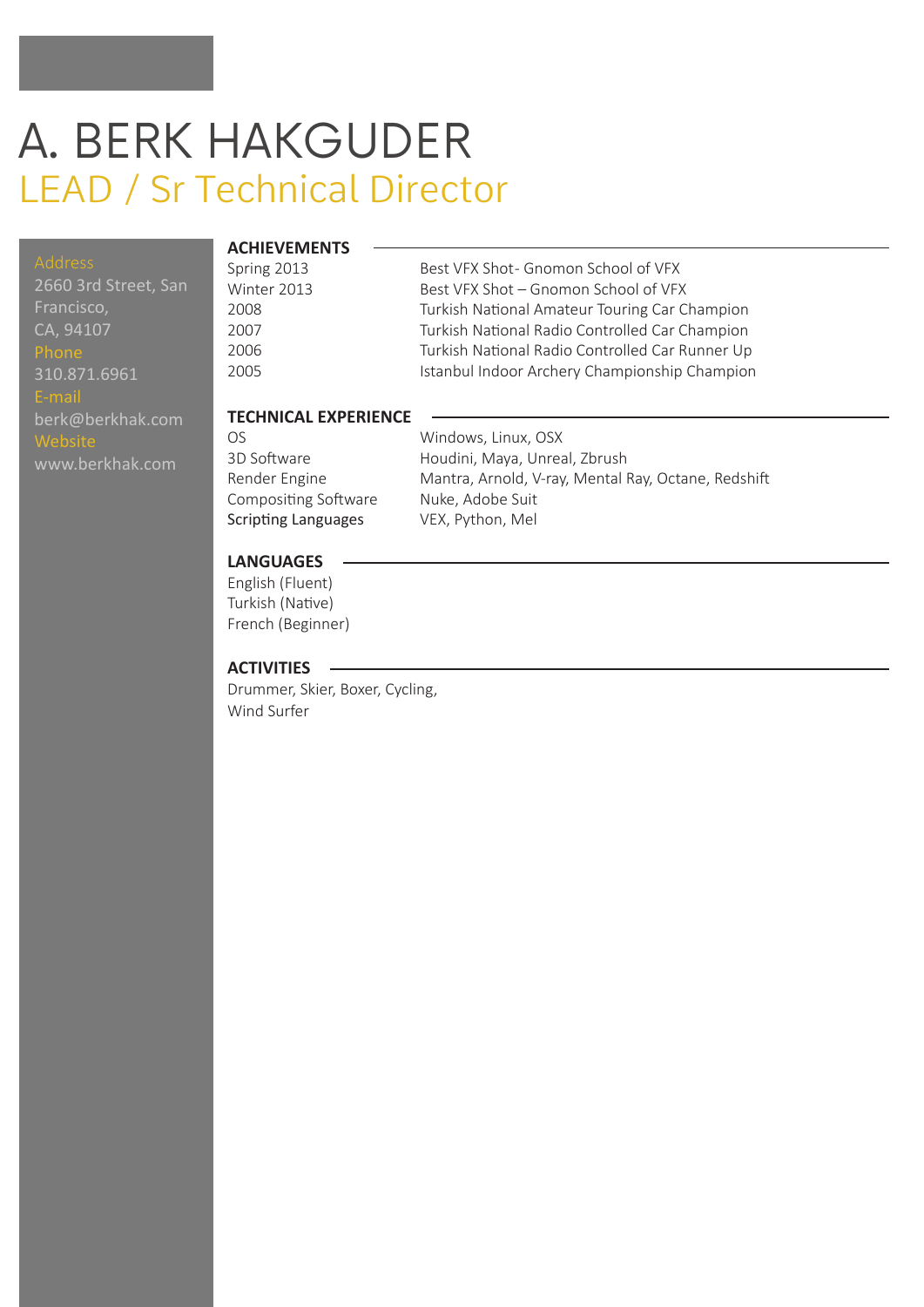# A. BERK HAKGUDER

## LEAD / Sr Technical Director

Address
2660 3rd Street, San Francisco, CA, 94107

Phone
310.871.6961

E-mail
berk@berkhak.com

Website
www.berkhak.com

### ACHIEVEMENTS

| | |
|---|---|
| Spring 2013 | Best VFX Shot- Gnomon School of VFX |
| Winter 2013 | Best VFX Shot – Gnomon School of VFX |
| 2008 | Turkish National Amateur Touring Car Champion |
| 2007 | Turkish National Radio Controlled Car Champion |
| 2006 | Turkish National Radio Controlled Car Runner Up |
| 2005 | Istanbul Indoor Archery Championship Champion |

### TECHNICAL EXPERIENCE

| | |
|---|---|
| OS | Windows, Linux, OSX |
| 3D Software | Houdini, Maya, Unreal, Zbrush |
| Render Engine | Mantra, Arnold, V-ray, Mental Ray, Octane, Redshift |
| Compositing Software | Nuke, Adobe Suit |
| Scripting Languages | VEX, Python, Mel |

### LANGUAGES

English (Fluent)
Turkish (Native)
French (Beginner)

### ACTIVITIES

Drummer, Skier, Boxer, Cycling, Wind Surfer